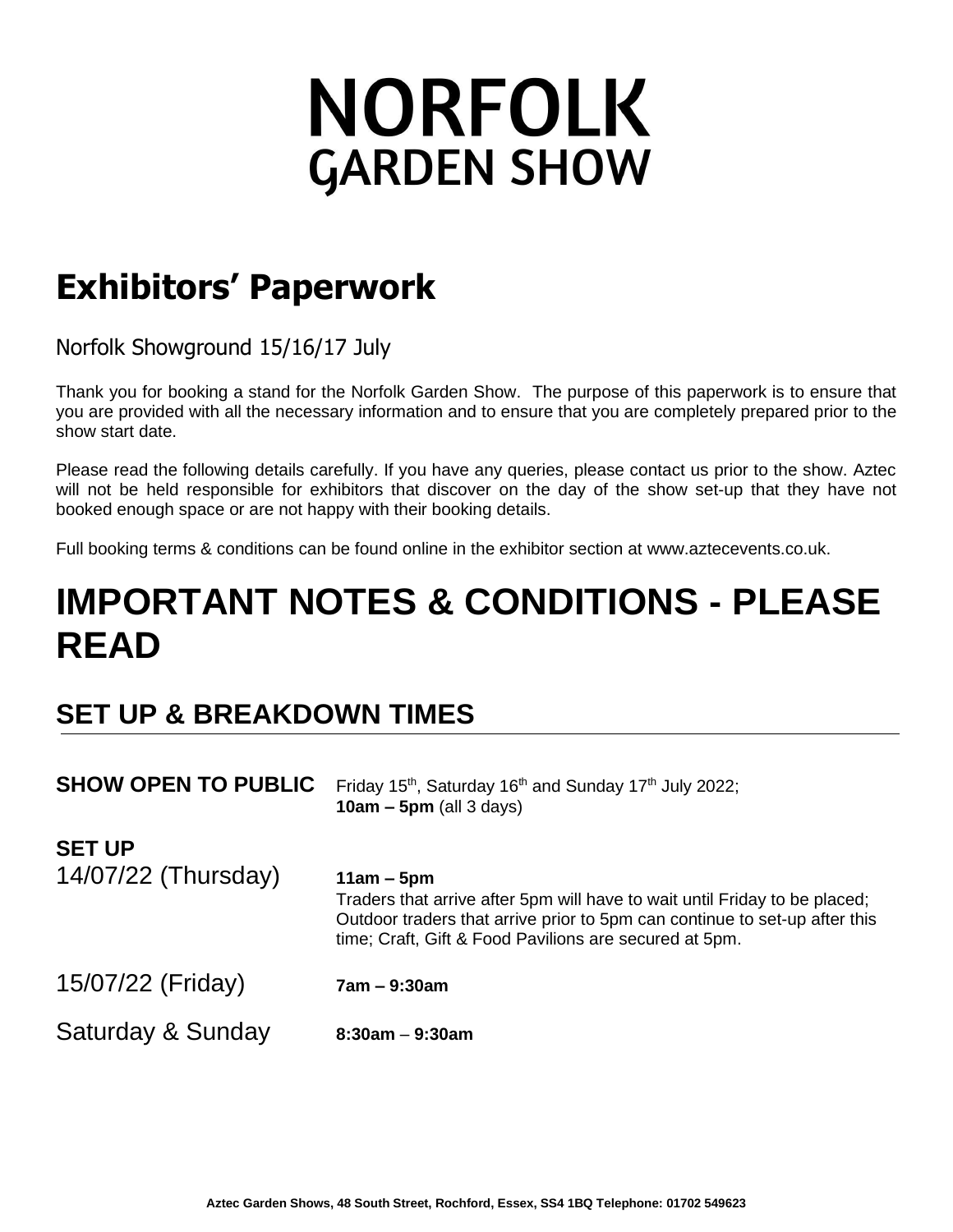# NORFOLK GARDEN SHOW

# Exhibitors' Paperwork

Norfolk Showground 15/16/17 July

Thank you for booking a stand for the Norfolk Garden Show. The purpose of this paperwork is to ensure that you are provided with all the necessary information and to ensure that you are completely prepared prior to the show start date.

Please read the following details carefully. If you have any queries, please contact us prior to the show. Aztec will not be held responsible for exhibitors that discover on the day of the show set-up that they have not booked enough space or are not happy with their booking details.

Full booking terms & conditions can be found online in the exhibitor section at www.aztecevents.co.uk.

# IMPORTANT NOTES & CONDITIONS - PLEASE READ

## SET UP & BREAKDOWN TIMES

**SHOW OPEN TO PUBLIC** Friday 15th, Saturday 16th and Sunday 17th July 2022; **10am – 5pm** (all 3 days)

**SET UP**

14/07/22 (Thursday) **11am – 5pm**
Traders that arrive after 5pm will have to wait until Friday to be placed; Outdoor traders that arrive prior to 5pm can continue to set-up after this time; Craft, Gift & Food Pavilions are secured at 5pm.

15/07/22 (Friday) **7am – 9:30am**

Saturday & Sunday **8:30am – 9:30am**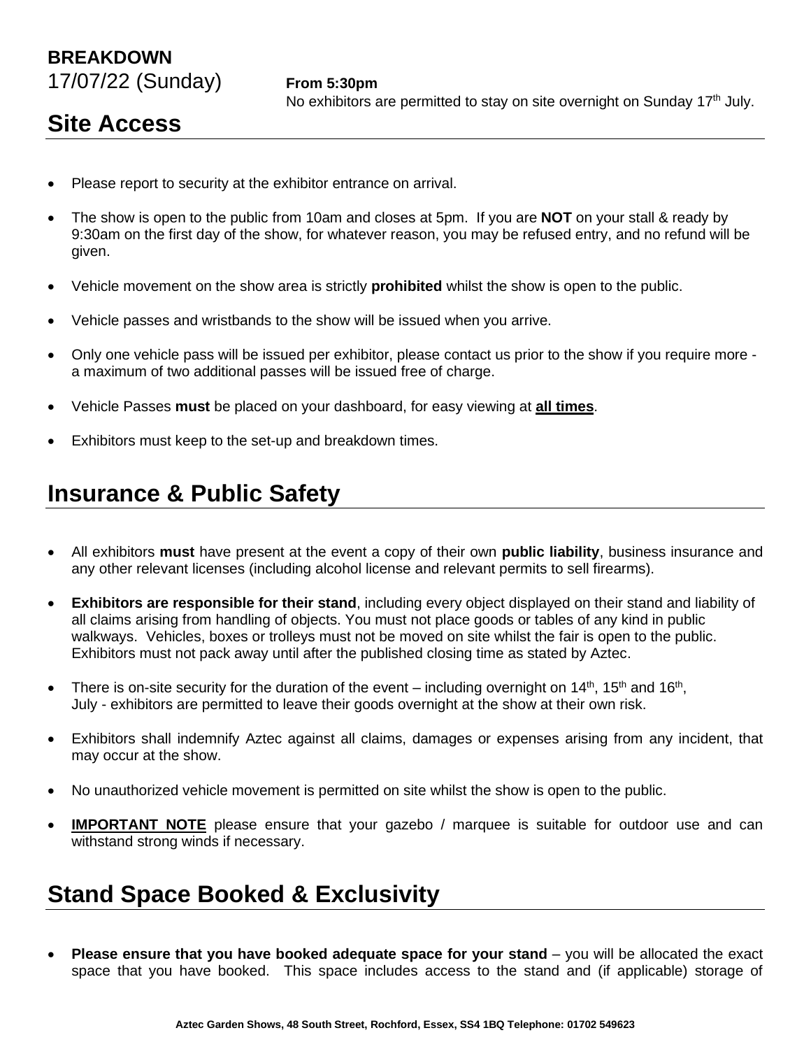**BREAKDOWN**

17/07/22 (Sunday) **From 5:30pm**
No exhibitors are permitted to stay on site overnight on Sunday 17th July.

## Site Access

- Please report to security at the exhibitor entrance on arrival.
- The show is open to the public from 10am and closes at 5pm. If you are **NOT** on your stall & ready by 9:30am on the first day of the show, for whatever reason, you may be refused entry, and no refund will be given.
- Vehicle movement on the show area is strictly **prohibited** whilst the show is open to the public.
- Vehicle passes and wristbands to the show will be issued when you arrive.
- Only one vehicle pass will be issued per exhibitor, please contact us prior to the show if you require more - a maximum of two additional passes will be issued free of charge.
- Vehicle Passes **must** be placed on your dashboard, for easy viewing at **all times**.
- Exhibitors must keep to the set-up and breakdown times.

## Insurance & Public Safety

- All exhibitors **must** have present at the event a copy of their own **public liability**, business insurance and any other relevant licenses (including alcohol license and relevant permits to sell firearms).
- **Exhibitors are responsible for their stand**, including every object displayed on their stand and liability of all claims arising from handling of objects. You must not place goods or tables of any kind in public walkways. Vehicles, boxes or trolleys must not be moved on site whilst the fair is open to the public. Exhibitors must not pack away until after the published closing time as stated by Aztec.
- There is on-site security for the duration of the event – including overnight on 14th, 15th and 16th, July - exhibitors are permitted to leave their goods overnight at the show at their own risk.
- Exhibitors shall indemnify Aztec against all claims, damages or expenses arising from any incident, that may occur at the show.
- No unauthorized vehicle movement is permitted on site whilst the show is open to the public.
- **IMPORTANT NOTE** please ensure that your gazebo / marquee is suitable for outdoor use and can withstand strong winds if necessary.

## Stand Space Booked & Exclusivity

- **Please ensure that you have booked adequate space for your stand** – you will be allocated the exact space that you have booked. This space includes access to the stand and (if applicable) storage of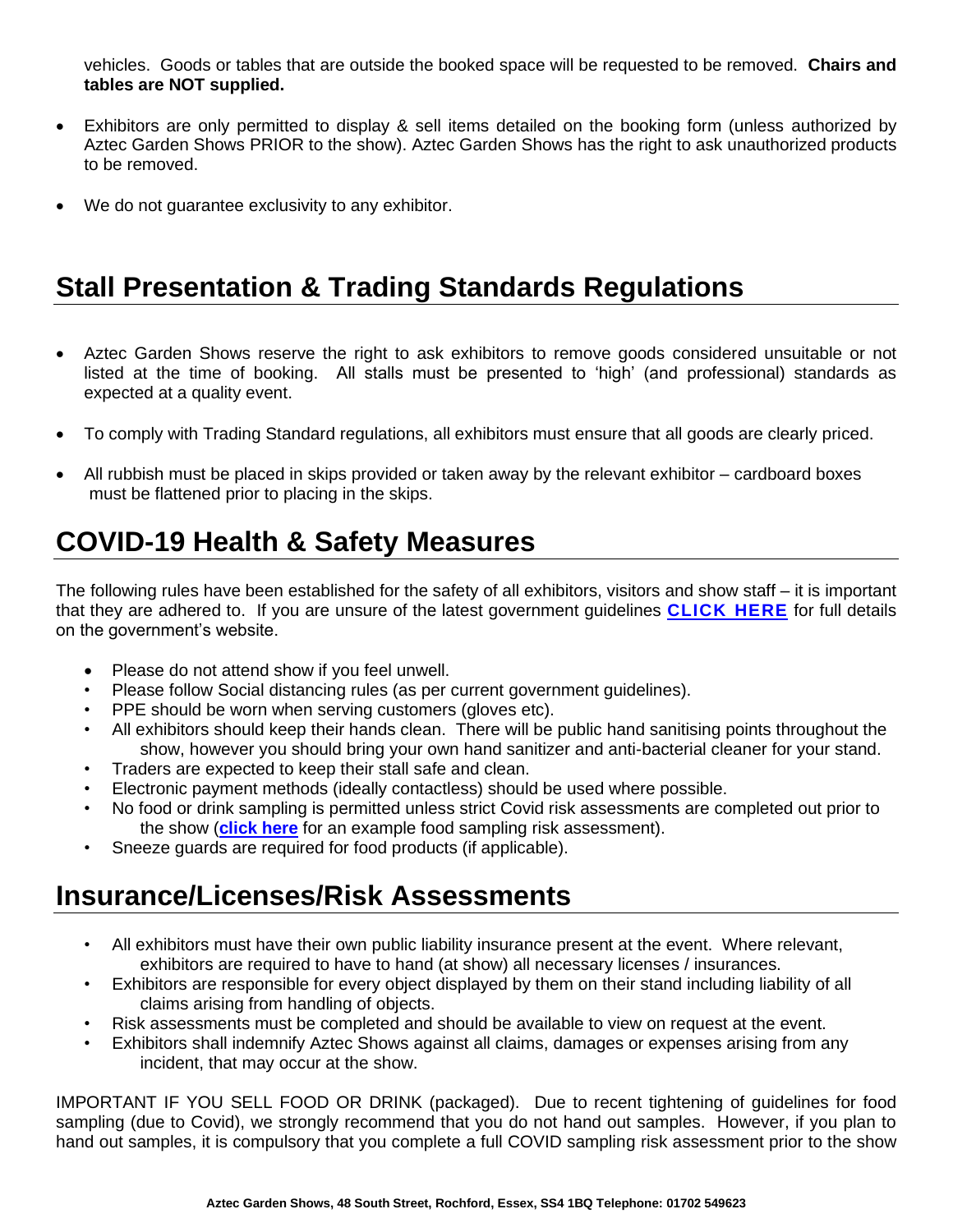vehicles. Goods or tables that are outside the booked space will be requested to be removed. **Chairs and tables are NOT supplied.**

- Exhibitors are only permitted to display & sell items detailed on the booking form (unless authorized by Aztec Garden Shows PRIOR to the show). Aztec Garden Shows has the right to ask unauthorized products to be removed.
- We do not guarantee exclusivity to any exhibitor.

## Stall Presentation & Trading Standards Regulations

- Aztec Garden Shows reserve the right to ask exhibitors to remove goods considered unsuitable or not listed at the time of booking. All stalls must be presented to 'high' (and professional) standards as expected at a quality event.
- To comply with Trading Standard regulations, all exhibitors must ensure that all goods are clearly priced.
- All rubbish must be placed in skips provided or taken away by the relevant exhibitor – cardboard boxes must be flattened prior to placing in the skips.

## COVID-19 Health & Safety Measures

The following rules have been established for the safety of all exhibitors, visitors and show staff – it is important that they are adhered to. If you are unsure of the latest government guidelines **CLICK HERE** for full details on the government's website.

- Please do not attend show if you feel unwell.
- Please follow Social distancing rules (as per current government guidelines).
- PPE should be worn when serving customers (gloves etc).
- All exhibitors should keep their hands clean. There will be public hand sanitising points throughout the show, however you should bring your own hand sanitizer and anti-bacterial cleaner for your stand.
- Traders are expected to keep their stall safe and clean.
- Electronic payment methods (ideally contactless) should be used where possible.
- No food or drink sampling is permitted unless strict Covid risk assessments are completed out prior to the show (**click here** for an example food sampling risk assessment).
- Sneeze guards are required for food products (if applicable).

## Insurance/Licenses/Risk Assessments

- All exhibitors must have their own public liability insurance present at the event. Where relevant, exhibitors are required to have to hand (at show) all necessary licenses / insurances.
- Exhibitors are responsible for every object displayed by them on their stand including liability of all claims arising from handling of objects.
- Risk assessments must be completed and should be available to view on request at the event.
- Exhibitors shall indemnify Aztec Shows against all claims, damages or expenses arising from any incident, that may occur at the show.

IMPORTANT IF YOU SELL FOOD OR DRINK (packaged). Due to recent tightening of guidelines for food sampling (due to Covid), we strongly recommend that you do not hand out samples. However, if you plan to hand out samples, it is compulsory that you complete a full COVID sampling risk assessment prior to the show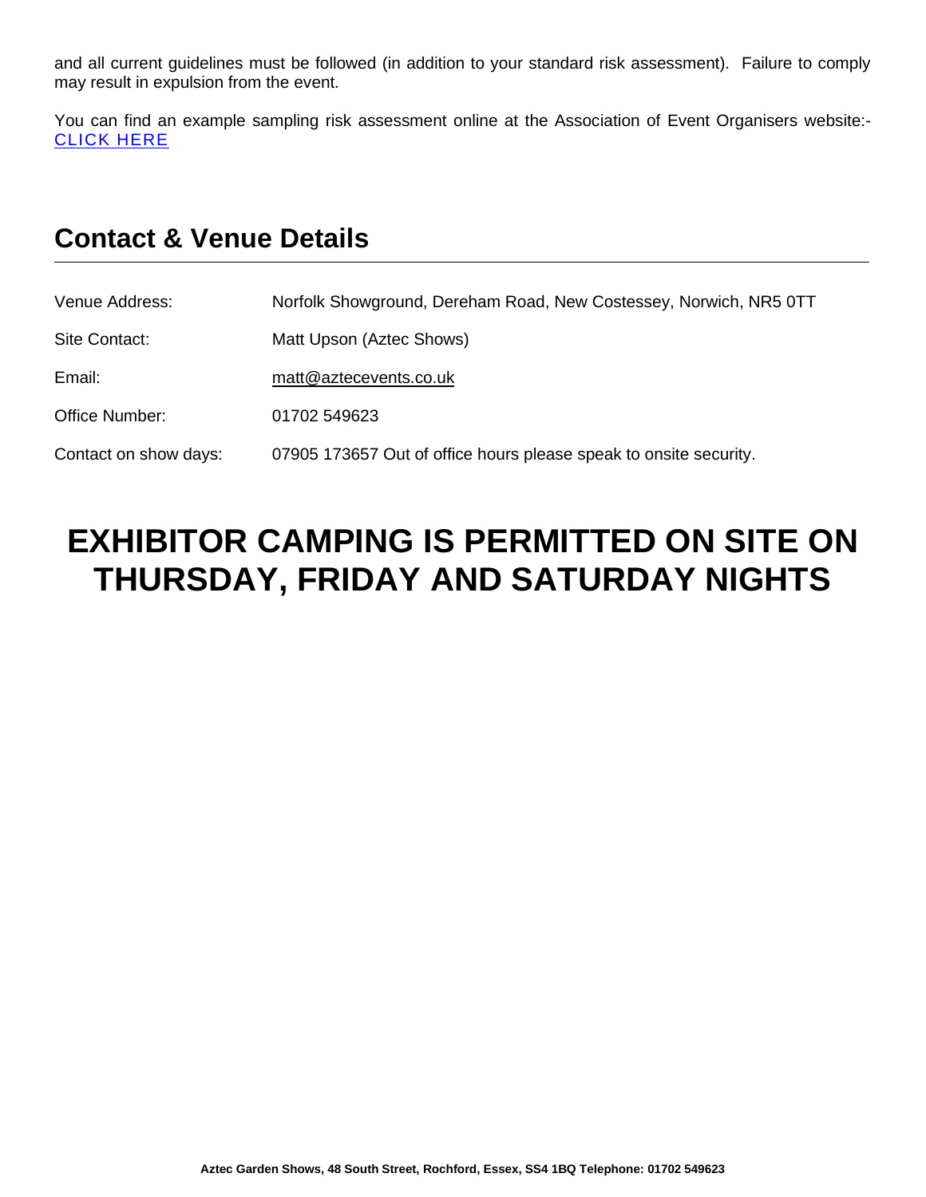and all current guidelines must be followed (in addition to your standard risk assessment). Failure to comply may result in expulsion from the event.

You can find an example sampling risk assessment online at the Association of Event Organisers website:- CLICK HERE

## Contact & Venue Details

| | |
|---|---|
| Venue Address: | Norfolk Showground, Dereham Road, New Costessey, Norwich, NR5 0TT |
| Site Contact: | Matt Upson (Aztec Shows) |
| Email: | matt@aztecevents.co.uk |
| Office Number: | 01702 549623 |
| Contact on show days: | 07905 173657 Out of office hours please speak to onsite security. |

# EXHIBITOR CAMPING IS PERMITTED ON SITE ON THURSDAY, FRIDAY AND SATURDAY NIGHTS